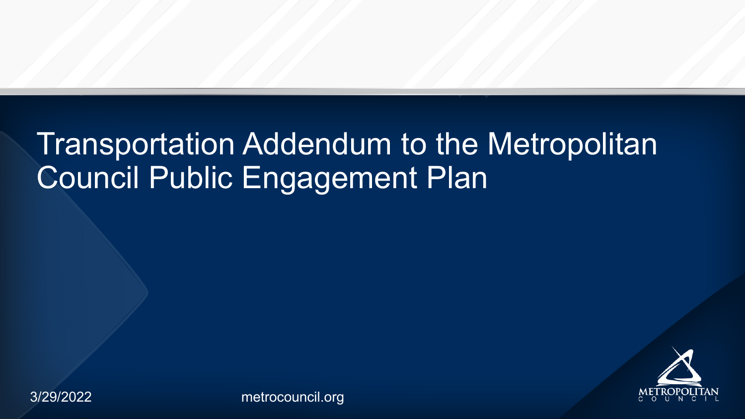# Transportation Addendum to the Metropolitan Council Public Engagement Plan

3/29/2022

metrocouncil.org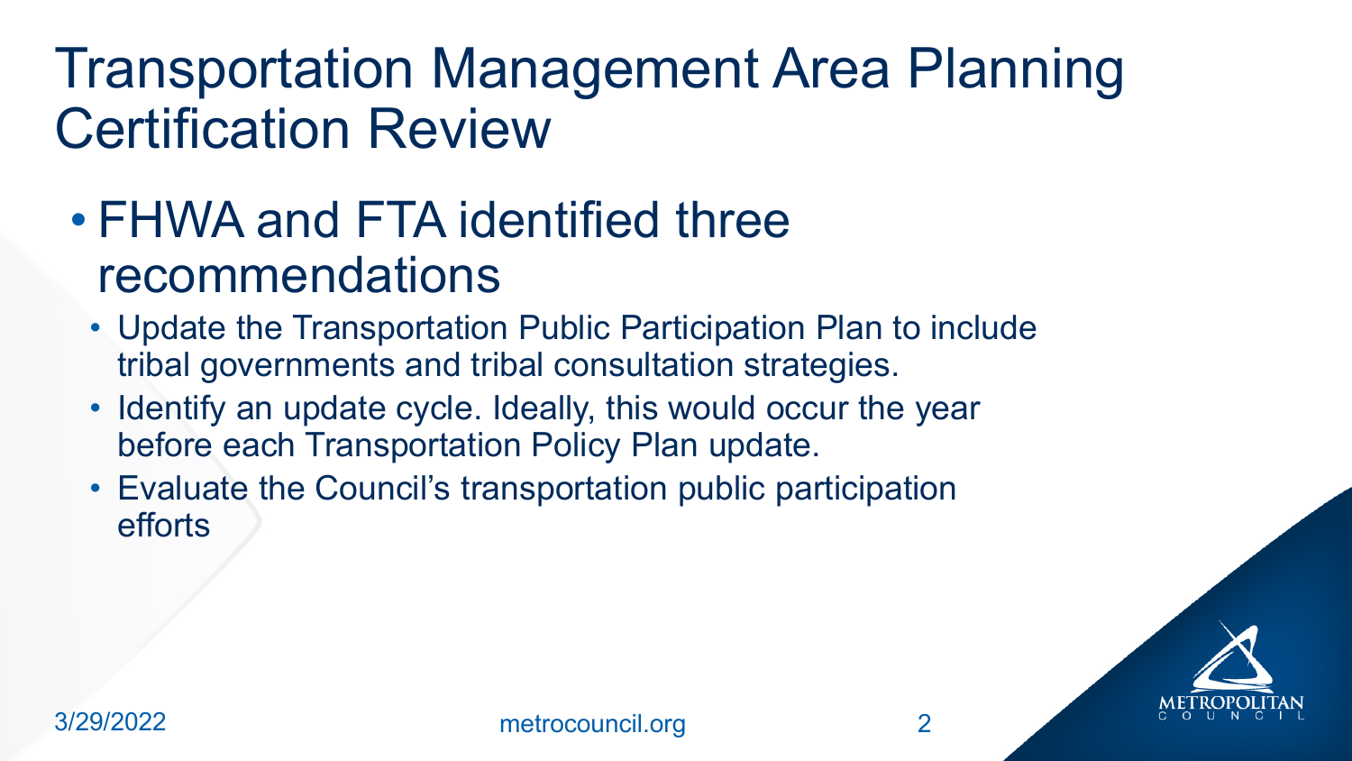# Transportation Management Area Planning Certification Review

- FHWA and FTA identified three recommendations
  - Update the Transportation Public Participation Plan to include tribal governments and tribal consultation strategies.
  - Identify an update cycle. Ideally, this would occur the year before each Transportation Policy Plan update.
  - Evaluate the Council's transportation public participation efforts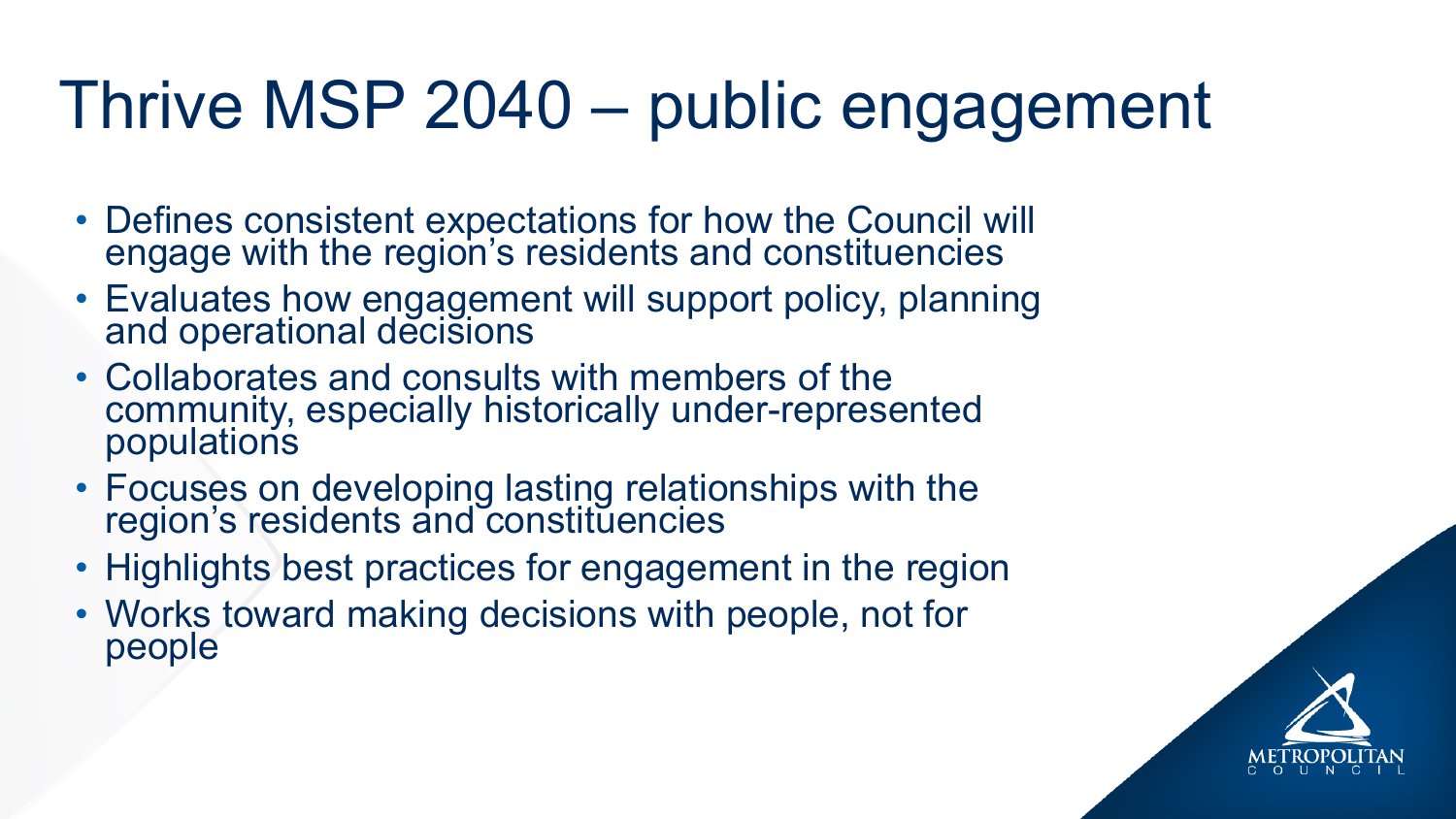# Thrive MSP 2040 – public engagement

- Defines consistent expectations for how the Council will engage with the region's residents and constituencies
- Evaluates how engagement will support policy, planning and operational decisions
- Collaborates and consults with members of the community, especially historically under-represented populations
- Focuses on developing lasting relationships with the region's residents and constituencies
- Highlights best practices for engagement in the region
- Works toward making decisions with people, not for people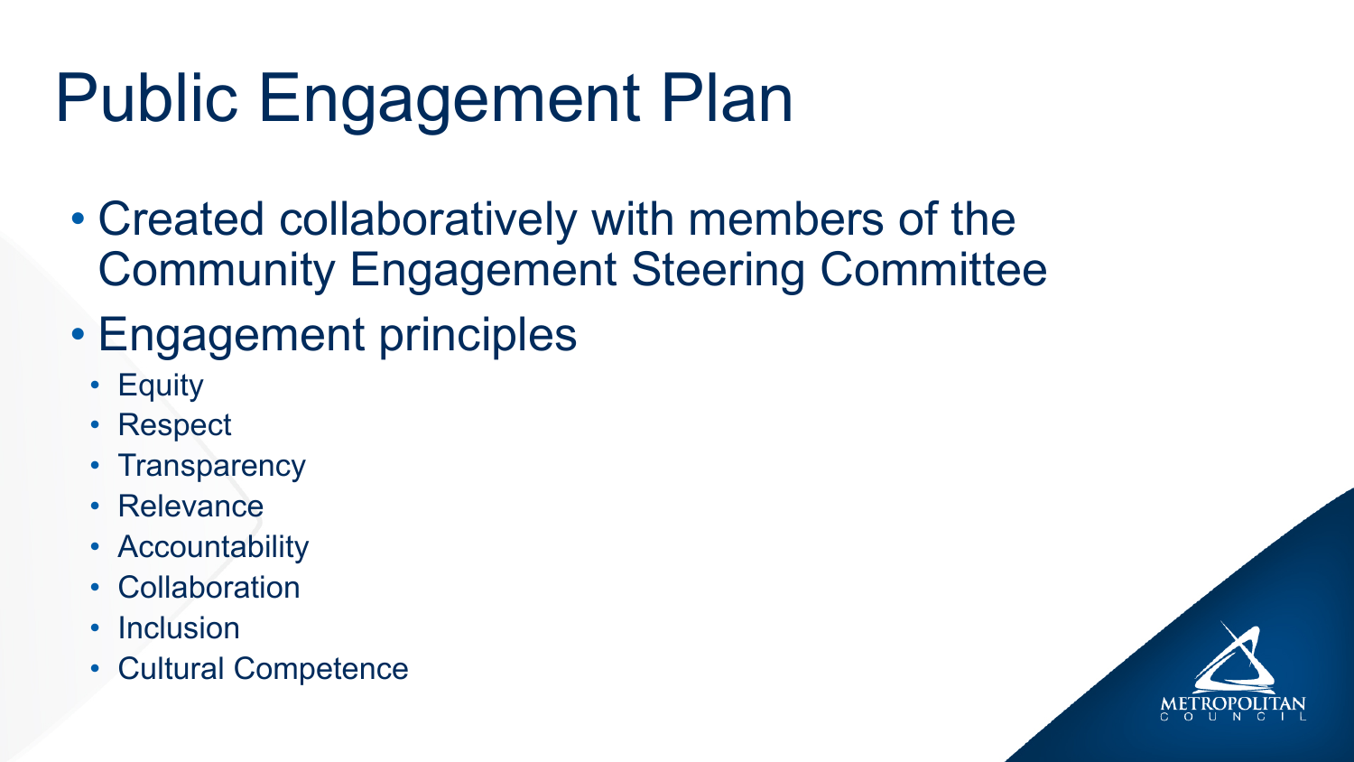# Public Engagement Plan

- Created collaboratively with members of the Community Engagement Steering Committee
- Engagement principles
  - Equity
  - Respect
  - Transparency
  - Relevance
  - Accountability
  - Collaboration
  - Inclusion
  - Cultural Competence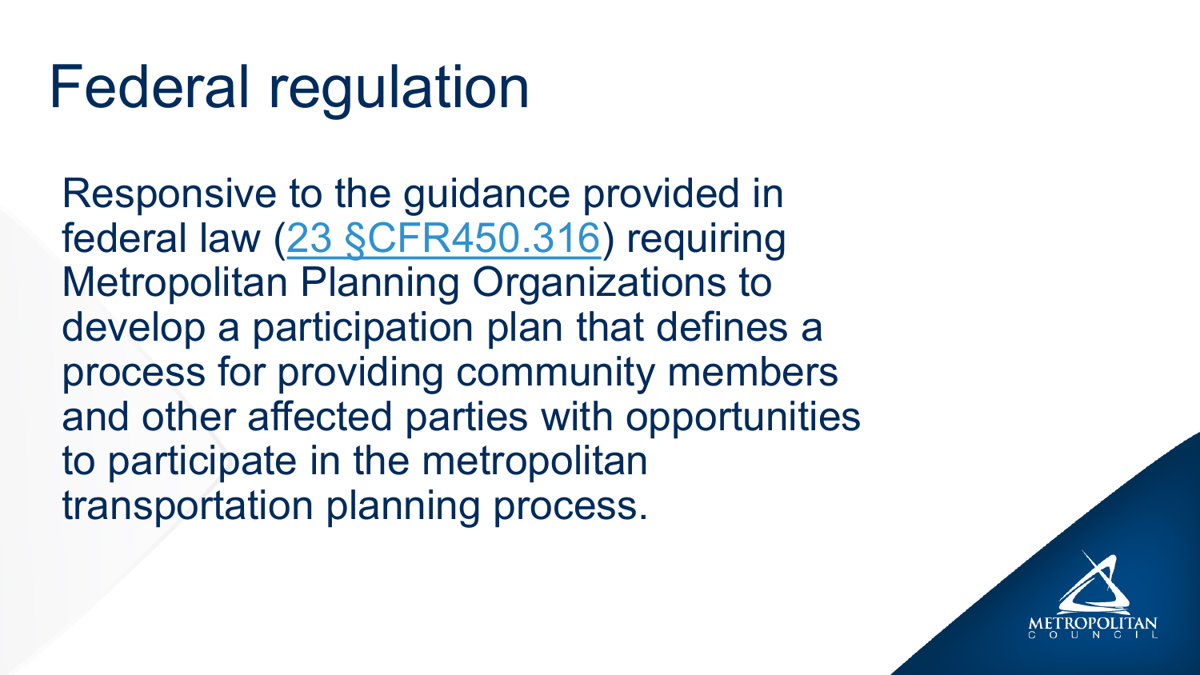# Federal regulation

Responsive to the guidance provided in federal law ([23 §CFR450.316]()) requiring Metropolitan Planning Organizations to develop a participation plan that defines a process for providing community members and other affected parties with opportunities to participate in the metropolitan transportation planning process.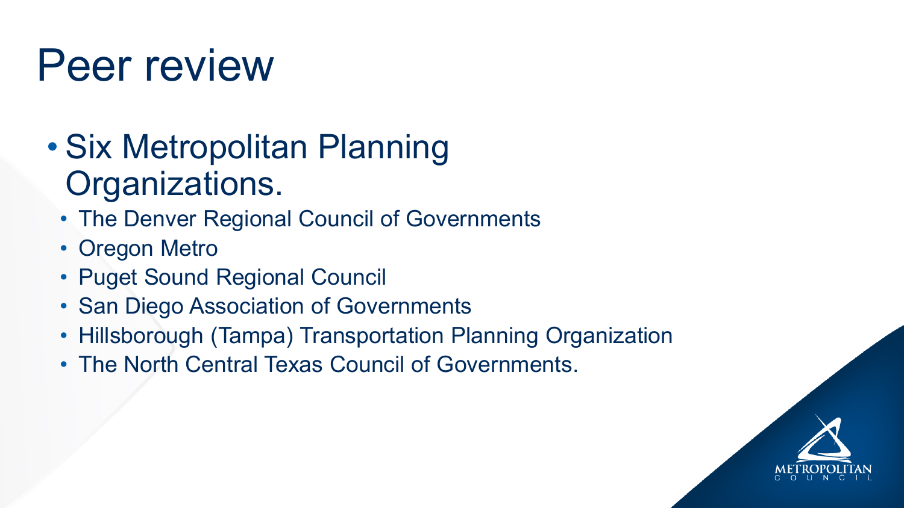# Peer review

- Six Metropolitan Planning Organizations.
  - The Denver Regional Council of Governments
  - Oregon Metro
  - Puget Sound Regional Council
  - San Diego Association of Governments
  - Hillsborough (Tampa) Transportation Planning Organization
  - The North Central Texas Council of Governments.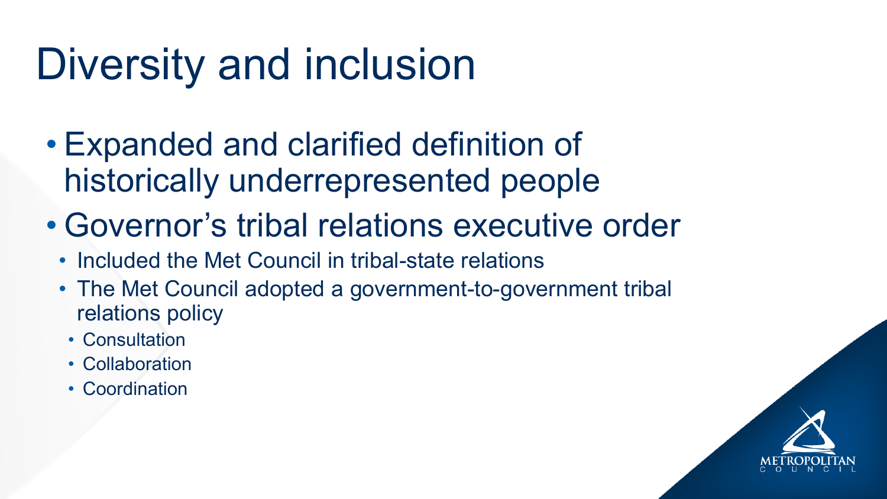# Diversity and inclusion

- Expanded and clarified definition of historically underrepresented people
- Governor's tribal relations executive order
  - Included the Met Council in tribal-state relations
  - The Met Council adopted a government-to-government tribal relations policy
    - Consultation
    - Collaboration
    - Coordination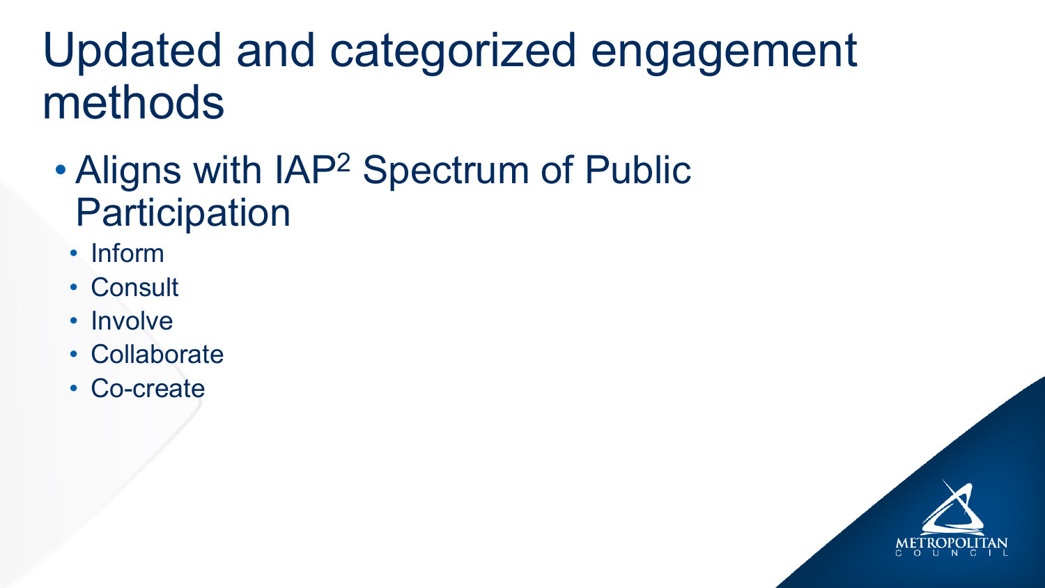# Updated and categorized engagement methods

- Aligns with IAP[2] Spectrum of Public Participation
  - Inform
  - Consult
  - Involve
  - Collaborate
  - Co-create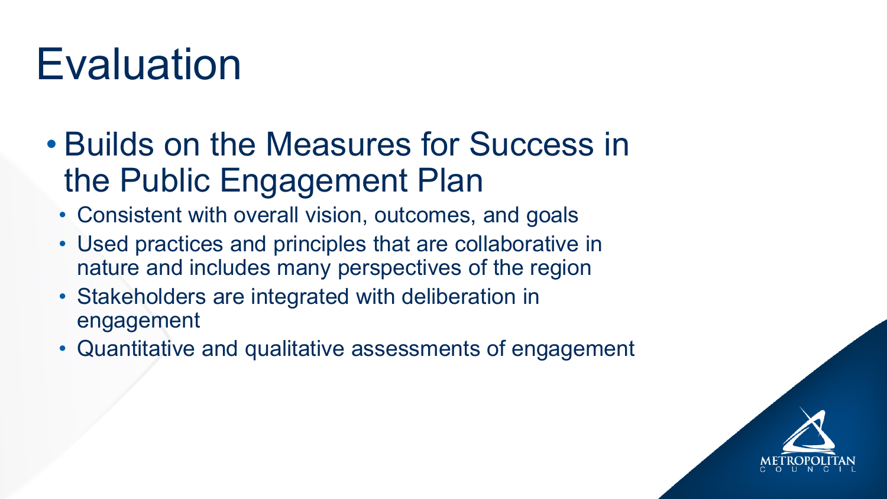# Evaluation

- Builds on the Measures for Success in the Public Engagement Plan
  - Consistent with overall vision, outcomes, and goals
  - Used practices and principles that are collaborative in nature and includes many perspectives of the region
  - Stakeholders are integrated with deliberation in engagement
  - Quantitative and qualitative assessments of engagement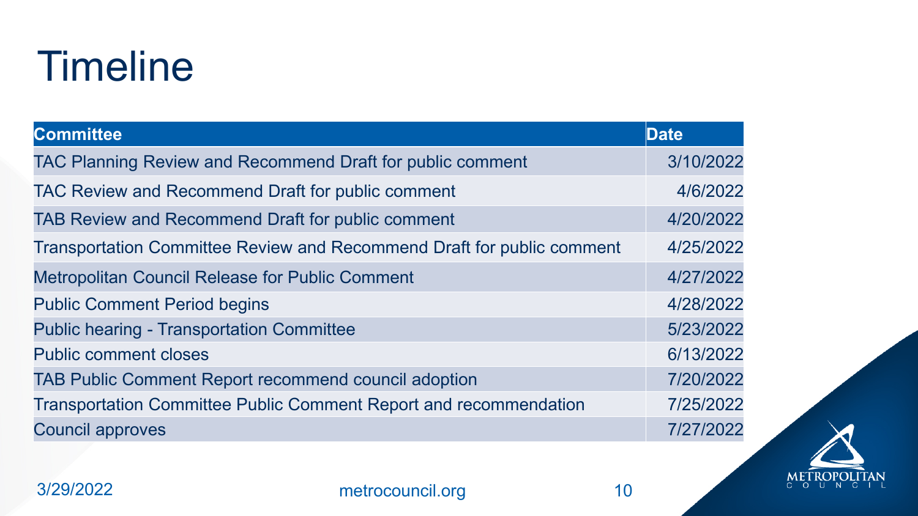# Timeline

| Committee | Date |
|---|---|
| TAC Planning Review and Recommend Draft for public comment | 3/10/2022 |
| TAC Review and Recommend Draft for public comment | 4/6/2022 |
| TAB Review and Recommend Draft for public comment | 4/20/2022 |
| Transportation Committee Review and Recommend Draft for public comment | 4/25/2022 |
| Metropolitan Council Release for Public Comment | 4/27/2022 |
| Public Comment Period begins | 4/28/2022 |
| Public hearing - Transportation Committee | 5/23/2022 |
| Public comment closes | 6/13/2022 |
| TAB Public Comment Report recommend council adoption | 7/20/2022 |
| Transportation Committee Public Comment Report and recommendation | 7/25/2022 |
| Council approves | 7/27/2022 |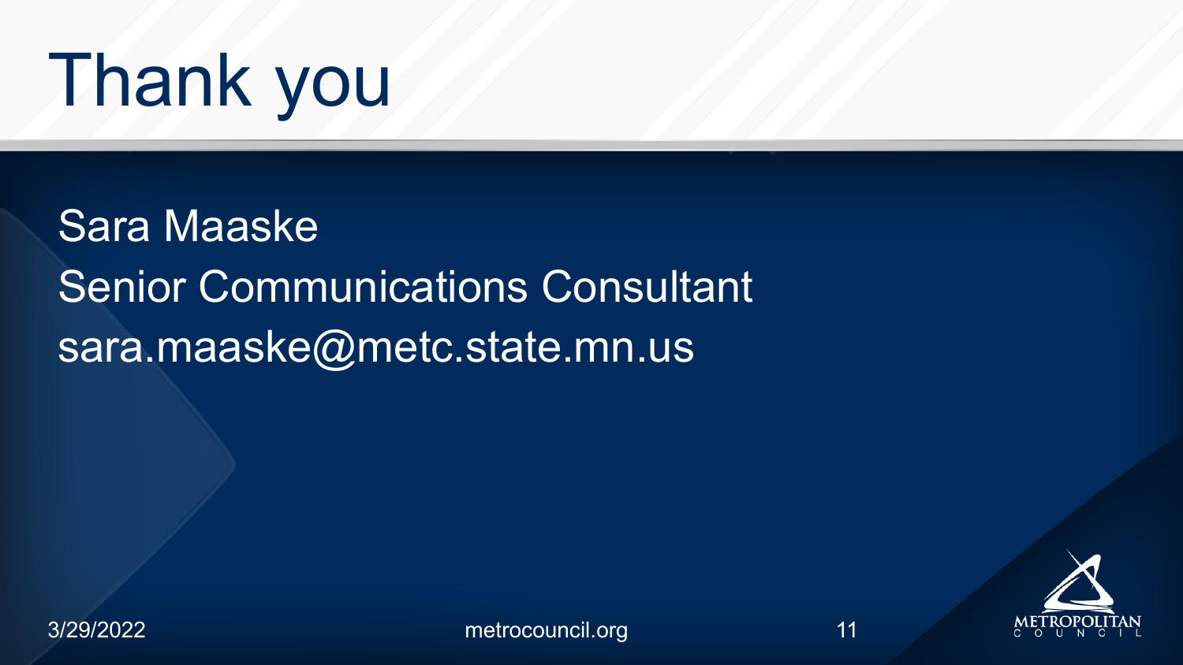# Thank you

Sara Maaske

Senior Communications Consultant

sara.maaske@metc.state.mn.us